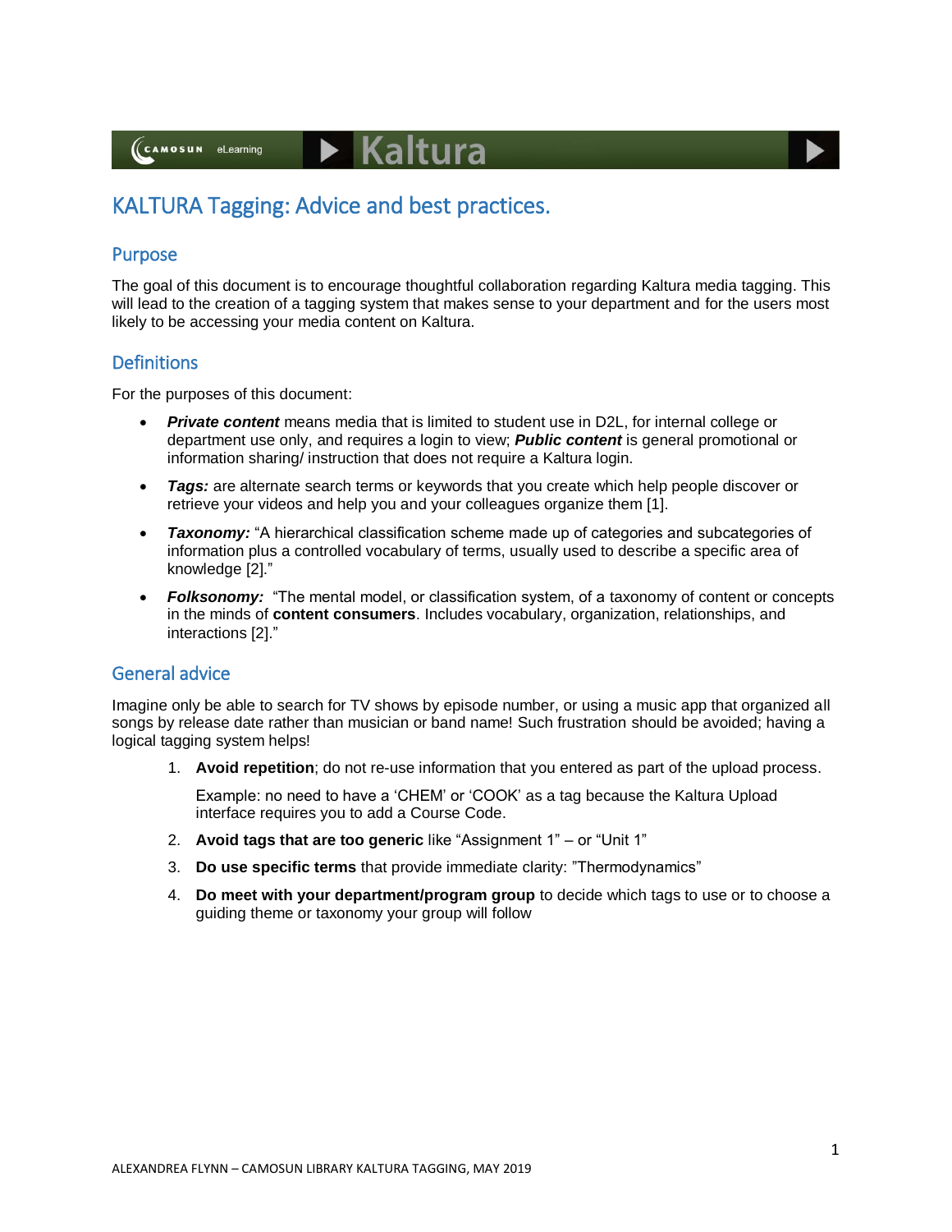# KALTURA Tagging: Advice and best practices.

## Purpose

The goal of this document is to encourage thoughtful collaboration regarding Kaltura media tagging. This will lead to the creation of a tagging system that makes sense to your department and for the users most likely to be accessing your media content on Kaltura.

## Definitions

For the purposes of this document:

- ***Private content*** means media that is limited to student use in D2L, for internal college or department use only, and requires a login to view; ***Public content*** is general promotional or information sharing/ instruction that does not require a Kaltura login.
- ***Tags:*** are alternate search terms or keywords that you create which help people discover or retrieve your videos and help you and your colleagues organize them [1].
- ***Taxonomy:*** "A hierarchical classification scheme made up of categories and subcategories of information plus a controlled vocabulary of terms, usually used to describe a specific area of knowledge [2]."
- ***Folksonomy:*** "The mental model, or classification system, of a taxonomy of content or concepts in the minds of **content consumers**. Includes vocabulary, organization, relationships, and interactions [2]."

## General advice

Imagine only be able to search for TV shows by episode number, or using a music app that organized all songs by release date rather than musician or band name! Such frustration should be avoided; having a logical tagging system helps!

1. **Avoid repetition**; do not re-use information that you entered as part of the upload process.

   Example: no need to have a 'CHEM' or 'COOK' as a tag because the Kaltura Upload interface requires you to add a Course Code.

2. **Avoid tags that are too generic** like "Assignment 1" – or "Unit 1"
3. **Do use specific terms** that provide immediate clarity: "Thermodynamics"
4. **Do meet with your department/program group** to decide which tags to use or to choose a guiding theme or taxonomy your group will follow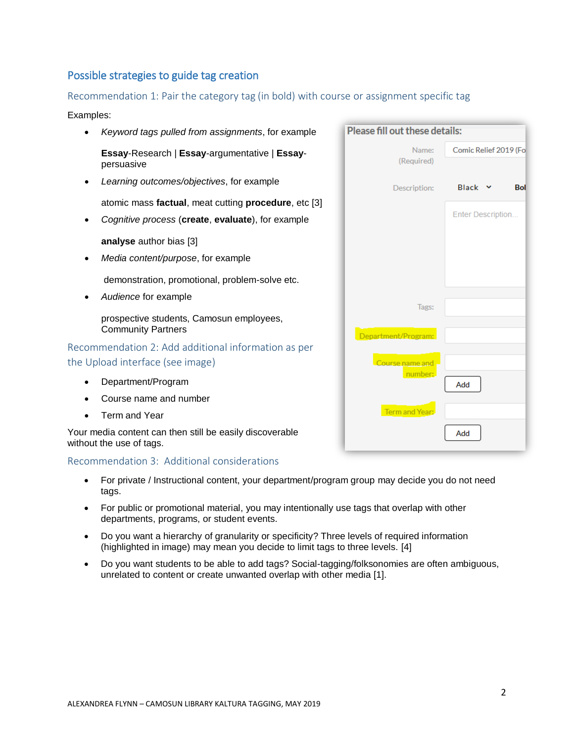## Possible strategies to guide tag creation

### Recommendation 1: Pair the category tag (in bold) with course or assignment specific tag

Examples:

- *Keyword tags pulled from assignments*, for example

  **Essay**-Research | **Essay**-argumentative | **Essay**-persuasive

- *Learning outcomes/objectives*, for example

  atomic mass **factual**, meat cutting **procedure**, etc [3]

- *Cognitive process* (**create**, **evaluate**), for example

  **analyse** author bias [3]

- *Media content/purpose*, for example

  demonstration, promotional, problem-solve etc.

- *Audience* for example

  prospective students, Camosun employees, Community Partners

### Recommendation 2: Add additional information as per the Upload interface (see image)

- Department/Program
- Course name and number
- Term and Year

Your media content can then still be easily discoverable without the use of tags.

### Recommendation 3: Additional considerations

- For private / Instructional content, your department/program group may decide you do not need tags.
- For public or promotional material, you may intentionally use tags that overlap with other departments, programs, or student events.
- Do you want a hierarchy of granularity or specificity? Three levels of required information (highlighted in image) may mean you decide to limit tags to three levels. [4]
- Do you want students to be able to add tags? Social-tagging/folksonomies are often ambiguous, unrelated to content or create unwanted overlap with other media [1].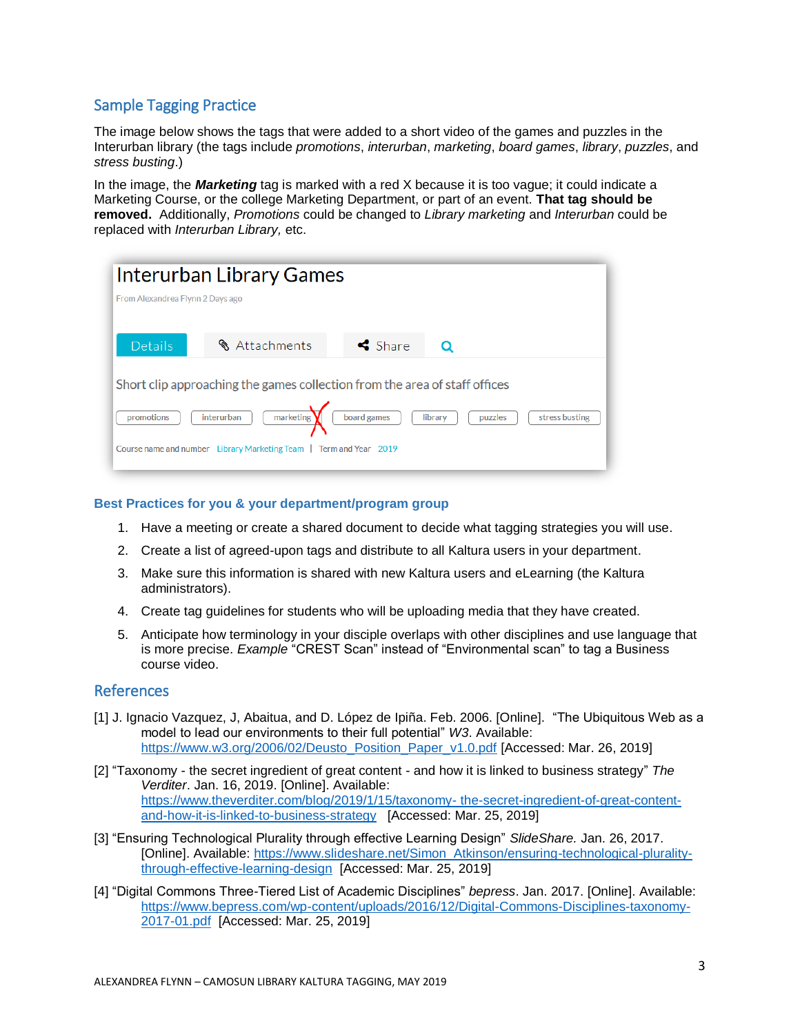## Sample Tagging Practice

The image below shows the tags that were added to a short video of the games and puzzles in the Interurban library (the tags include *promotions*, *interurban*, *marketing*, *board games*, *library*, *puzzles*, and *stress busting*.)

In the image, the ***Marketing*** tag is marked with a red X because it is too vague; it could indicate a Marketing Course, or the college Marketing Department, or part of an event. **That tag should be removed.** Additionally, *Promotions* could be changed to *Library marketing* and *Interurban* could be replaced with *Interurban Library*, etc.

Interurban Library Games

From Alexandrea Flynn 2 Days ago

Details Attachments Share

Short clip approaching the games collection from the area of staff offices

promotions interurban marketing board games library puzzles stress busting

Course name and number Library Marketing Team | Term and Year 2019

### Best Practices for you & your department/program group

1. Have a meeting or create a shared document to decide what tagging strategies you will use.
2. Create a list of agreed-upon tags and distribute to all Kaltura users in your department.
3. Make sure this information is shared with new Kaltura users and eLearning (the Kaltura administrators).
4. Create tag guidelines for students who will be uploading media that they have created.
5. Anticipate how terminology in your disciple overlaps with other disciplines and use language that is more precise. *Example* "CREST Scan" instead of "Environmental scan" to tag a Business course video.

## References

[1] J. Ignacio Vazquez, J, Abaitua, and D. López de Ipiña. Feb. 2006. [Online]. "The Ubiquitous Web as a model to lead our environments to their full potential" *W3*. Available: https://www.w3.org/2006/02/Deusto_Position_Paper_v1.0.pdf [Accessed: Mar. 26, 2019]

[2] "Taxonomy - the secret ingredient of great content - and how it is linked to business strategy" *The Verditer*. Jan. 16, 2019. [Online]. Available: https://www.theverditer.com/blog/2019/1/15/taxonomy- the-secret-ingredient-of-great-content-and-how-it-is-linked-to-business-strategy [Accessed: Mar. 25, 2019]

[3] "Ensuring Technological Plurality through effective Learning Design" *SlideShare.* Jan. 26, 2017. [Online]. Available: https://www.slideshare.net/Simon_Atkinson/ensuring-technological-plurality-through-effective-learning-design [Accessed: Mar. 25, 2019]

[4] "Digital Commons Three-Tiered List of Academic Disciplines" *bepress*. Jan. 2017. [Online]. Available: https://www.bepress.com/wp-content/uploads/2016/12/Digital-Commons-Disciplines-taxonomy-2017-01.pdf [Accessed: Mar. 25, 2019]